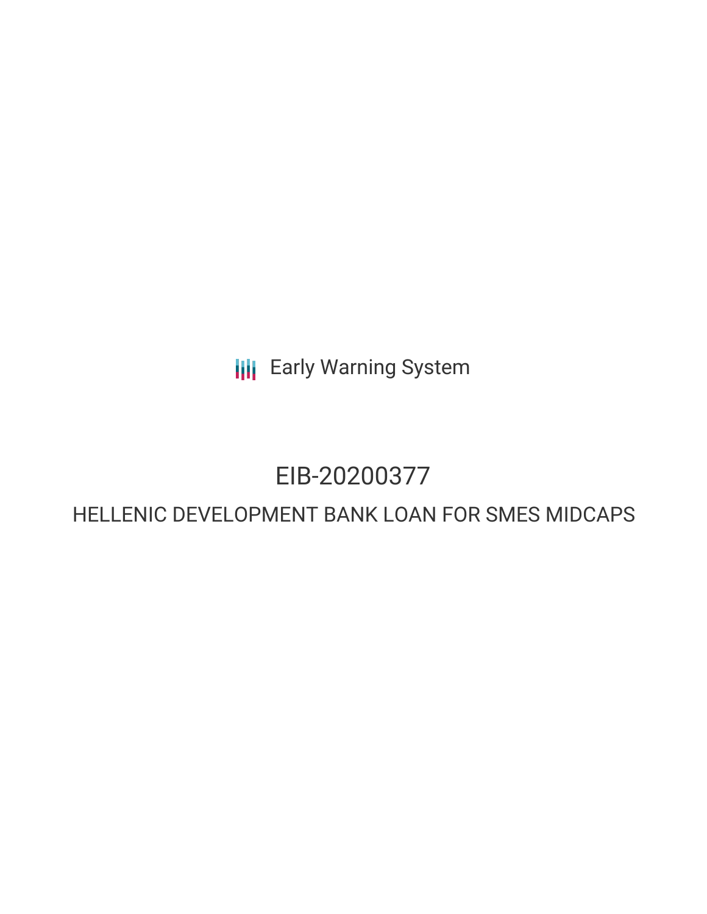Early Warning System

# EIB-20200377

## HELLENIC DEVELOPMENT BANK LOAN FOR SMES MIDCAPS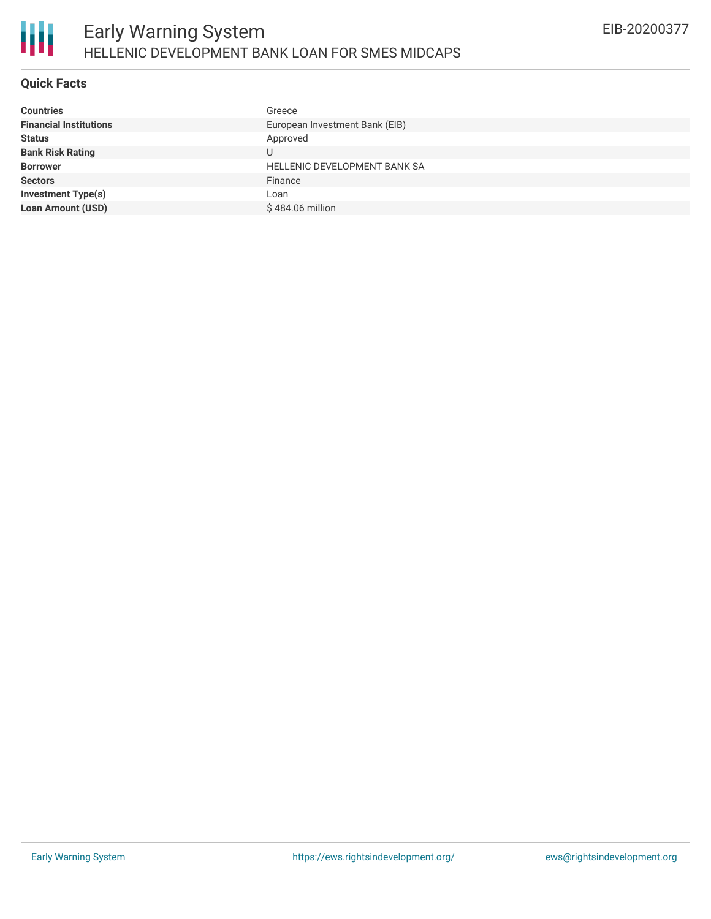## Quick Facts

| | |
|---|---|
| **Countries** | Greece |
| **Financial Institutions** | European Investment Bank (EIB) |
| **Status** | Approved |
| **Bank Risk Rating** | U |
| **Borrower** | HELLENIC DEVELOPMENT BANK SA |
| **Sectors** | Finance |
| **Investment Type(s)** | Loan |
| **Loan Amount (USD)** | $ 484.06 million |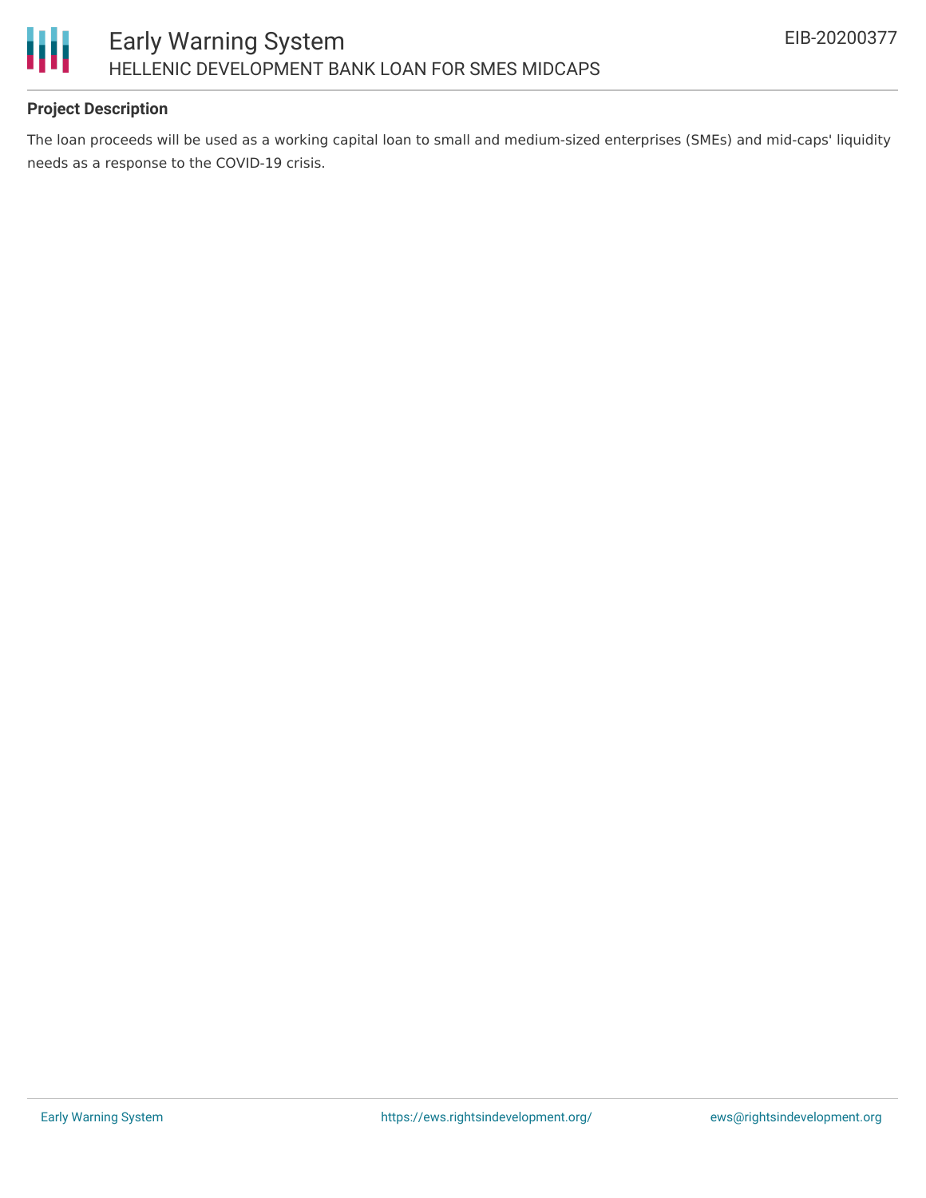**Project Description**

The loan proceeds will be used as a working capital loan to small and medium-sized enterprises (SMEs) and mid-caps' liquidity needs as a response to the COVID-19 crisis.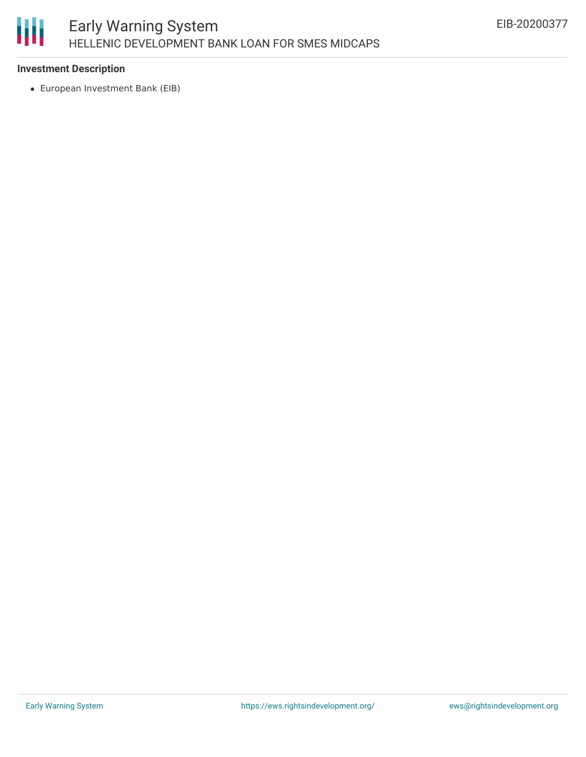**Investment Description**

- European Investment Bank (EIB)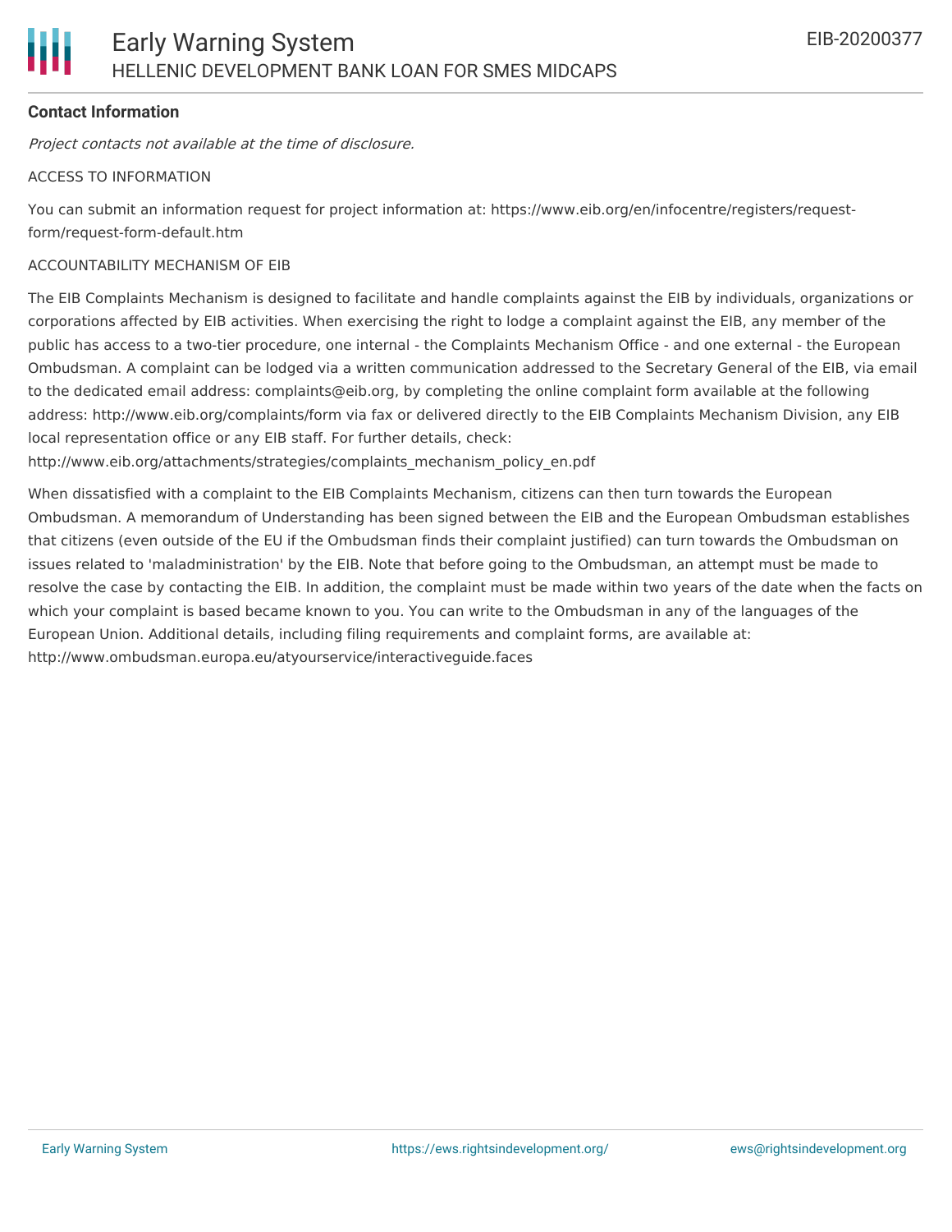**Contact Information**

*Project contacts not available at the time of disclosure.*

ACCESS TO INFORMATION

You can submit an information request for project information at: https://www.eib.org/en/infocentre/registers/request-form/request-form-default.htm

ACCOUNTABILITY MECHANISM OF EIB

The EIB Complaints Mechanism is designed to facilitate and handle complaints against the EIB by individuals, organizations or corporations affected by EIB activities. When exercising the right to lodge a complaint against the EIB, any member of the public has access to a two-tier procedure, one internal - the Complaints Mechanism Office - and one external - the European Ombudsman. A complaint can be lodged via a written communication addressed to the Secretary General of the EIB, via email to the dedicated email address: complaints@eib.org, by completing the online complaint form available at the following address: http://www.eib.org/complaints/form via fax or delivered directly to the EIB Complaints Mechanism Division, any EIB local representation office or any EIB staff. For further details, check: http://www.eib.org/attachments/strategies/complaints_mechanism_policy_en.pdf

When dissatisfied with a complaint to the EIB Complaints Mechanism, citizens can then turn towards the European Ombudsman. A memorandum of Understanding has been signed between the EIB and the European Ombudsman establishes that citizens (even outside of the EU if the Ombudsman finds their complaint justified) can turn towards the Ombudsman on issues related to 'maladministration' by the EIB. Note that before going to the Ombudsman, an attempt must be made to resolve the case by contacting the EIB. In addition, the complaint must be made within two years of the date when the facts on which your complaint is based became known to you. You can write to the Ombudsman in any of the languages of the European Union. Additional details, including filing requirements and complaint forms, are available at: http://www.ombudsman.europa.eu/atyourservice/interactiveguide.faces